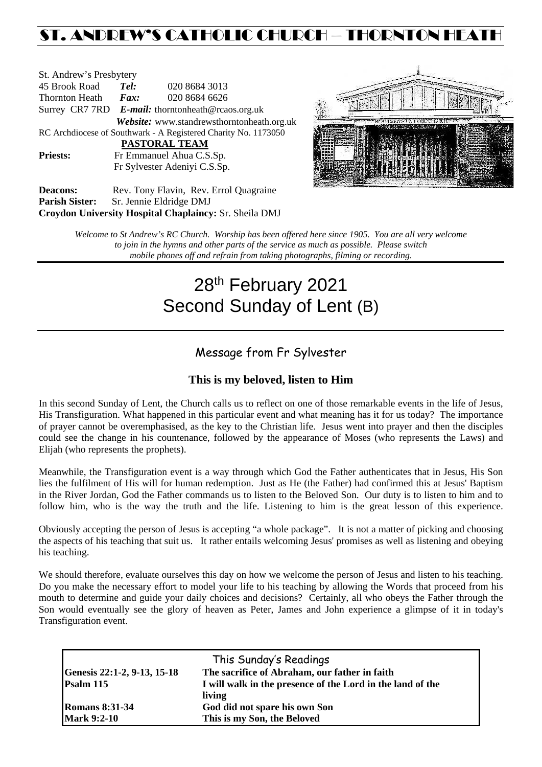# ST. ANDREW'S CATHOLIC CHURCH – THORNTON HEATH

St. Andrew's Presbytery
45 Brook Road *Tel:* 020 8684 3013
Thornton Heath *Fax:* 020 8684 6626
Surrey CR7 7RD *E-mail:* thorntonheath@rcaos.org.uk
*Website:* www.standrewsthorntonheath.org.uk
RC Archdiocese of Southwark - A Registered Charity No. 1173050

**PASTORAL TEAM**

**Priests:** Fr Emmanuel Ahua C.S.Sp.
Fr Sylvester Adeniyi C.S.Sp.

**Deacons:** Rev. Tony Flavin, Rev. Errol Quagraine
**Parish Sister:** Sr. Jennie Eldridge DMJ
**Croydon University Hospital Chaplaincy:** Sr. Sheila DMJ

*Welcome to St Andrew's RC Church. Worship has been offered here since 1905. You are all very welcome to join in the hymns and other parts of the service as much as possible. Please switch mobile phones off and refrain from taking photographs, filming or recording.*

# 28th February 2021
# Second Sunday of Lent (B)

## Message from Fr Sylvester

### This is my beloved, listen to Him

In this second Sunday of Lent, the Church calls us to reflect on one of those remarkable events in the life of Jesus, His Transfiguration. What happened in this particular event and what meaning has it for us today? The importance of prayer cannot be overemphasised, as the key to the Christian life. Jesus went into prayer and then the disciples could see the change in his countenance, followed by the appearance of Moses (who represents the Laws) and Elijah (who represents the prophets).

Meanwhile, the Transfiguration event is a way through which God the Father authenticates that in Jesus, His Son lies the fulfilment of His will for human redemption. Just as He (the Father) had confirmed this at Jesus' Baptism in the River Jordan, God the Father commands us to listen to the Beloved Son. Our duty is to listen to him and to follow him, who is the way the truth and the life. Listening to him is the great lesson of this experience.

Obviously accepting the person of Jesus is accepting "a whole package". It is not a matter of picking and choosing the aspects of his teaching that suit us. It rather entails welcoming Jesus' promises as well as listening and obeying his teaching.

We should therefore, evaluate ourselves this day on how we welcome the person of Jesus and listen to his teaching. Do you make the necessary effort to model your life to his teaching by allowing the Words that proceed from his mouth to determine and guide your daily choices and decisions? Certainly, all who obeys the Father through the Son would eventually see the glory of heaven as Peter, James and John experience a glimpse of it in today's Transfiguration event.

| This Sunday's Readings | |
|---|---|
| **Genesis 22:1-2, 9-13, 15-18** | **The sacrifice of Abraham, our father in faith** |
| **Psalm 115** | **I will walk in the presence of the Lord in the land of the living** |
| **Romans 8:31-34** | **God did not spare his own Son** |
| **Mark 9:2-10** | **This is my Son, the Beloved** |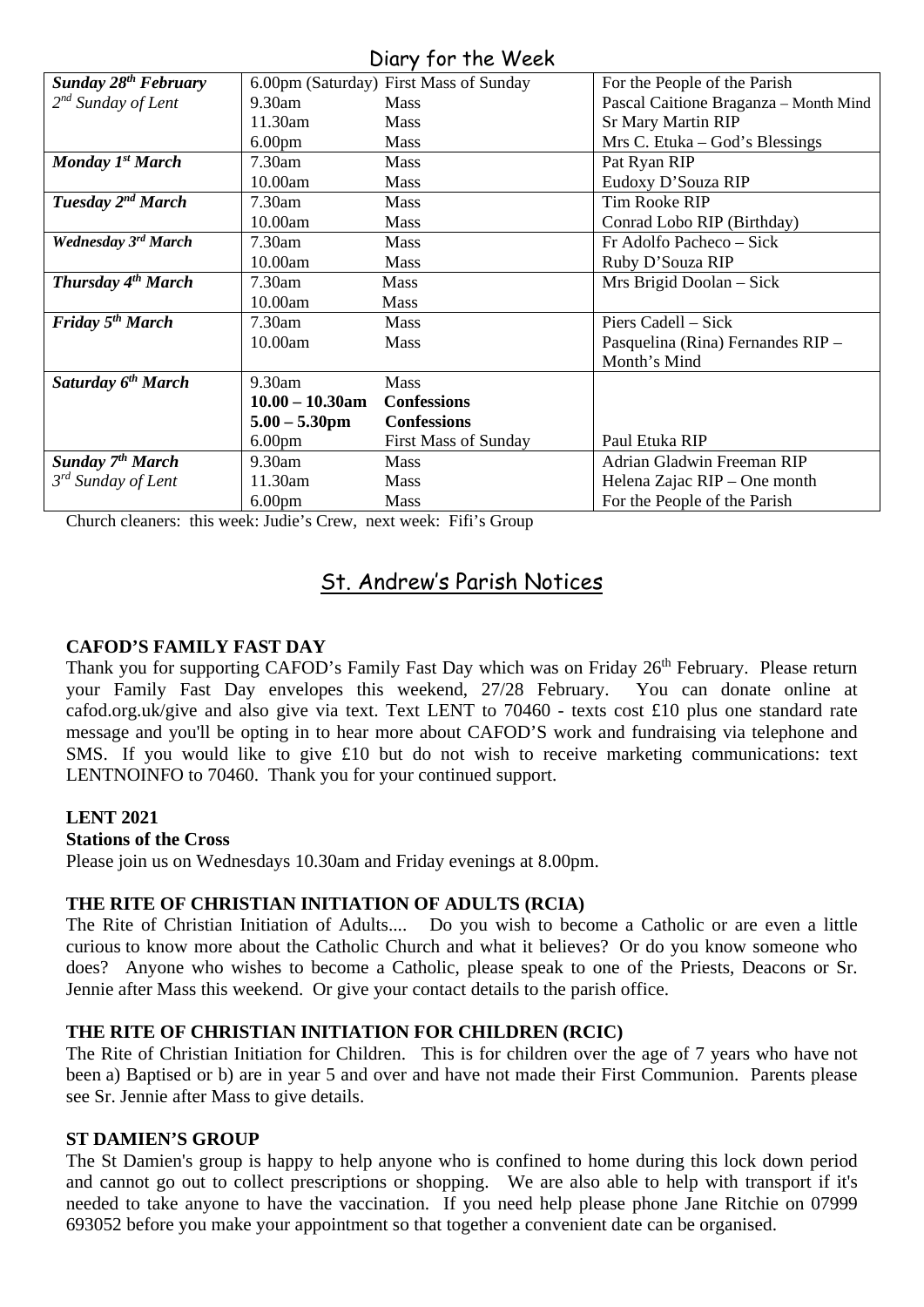## Diary for the Week

| | | | |
|---|---|---|---|
| ***Sunday 28th February*** | 6.00pm (Saturday) | First Mass of Sunday | For the People of the Parish |
| *2nd Sunday of Lent* | 9.30am | Mass | Pascal Caitione Braganza – Month Mind |
| | 11.30am | Mass | Sr Mary Martin RIP |
| | 6.00pm | Mass | Mrs C. Etuka – God's Blessings |
| ***Monday 1st March*** | 7.30am | Mass | Pat Ryan RIP |
| | 10.00am | Mass | Eudoxy D'Souza RIP |
| ***Tuesday 2nd March*** | 7.30am | Mass | Tim Rooke RIP |
| | 10.00am | Mass | Conrad Lobo RIP (Birthday) |
| ***Wednesday 3rd March*** | 7.30am | Mass | Fr Adolfo Pacheco – Sick |
| | 10.00am | Mass | Ruby D'Souza RIP |
| ***Thursday 4th March*** | 7.30am | Mass | Mrs Brigid Doolan – Sick |
| | 10.00am | Mass | |
| ***Friday 5th March*** | 7.30am | Mass | Piers Cadell – Sick |
| | 10.00am | Mass | Pasquelina (Rina) Fernandes RIP – Month's Mind |
| ***Saturday 6th March*** | 9.30am | Mass | |
| | **10.00 – 10.30am** | **Confessions** | |
| | **5.00 – 5.30pm** | **Confessions** | |
| | 6.00pm | First Mass of Sunday | Paul Etuka RIP |
| ***Sunday 7th March*** | 9.30am | Mass | Adrian Gladwin Freeman RIP |
| *3rd Sunday of Lent* | 11.30am | Mass | Helena Zajac RIP – One month |
| | 6.00pm | Mass | For the People of the Parish |

Church cleaners: this week: Judie's Crew, next week: Fifi's Group

## St. Andrew's Parish Notices

**CAFOD'S FAMILY FAST DAY**

Thank you for supporting CAFOD's Family Fast Day which was on Friday 26th February. Please return your Family Fast Day envelopes this weekend, 27/28 February. You can donate online at cafod.org.uk/give and also give via text. Text LENT to 70460 - texts cost £10 plus one standard rate message and you'll be opting in to hear more about CAFOD'S work and fundraising via telephone and SMS. If you would like to give £10 but do not wish to receive marketing communications: text LENTNOINFO to 70460. Thank you for your continued support.

**LENT 2021**

**Stations of the Cross**

Please join us on Wednesdays 10.30am and Friday evenings at 8.00pm.

**THE RITE OF CHRISTIAN INITIATION OF ADULTS (RCIA)**

The Rite of Christian Initiation of Adults.... Do you wish to become a Catholic or are even a little curious to know more about the Catholic Church and what it believes? Or do you know someone who does? Anyone who wishes to become a Catholic, please speak to one of the Priests, Deacons or Sr. Jennie after Mass this weekend. Or give your contact details to the parish office.

**THE RITE OF CHRISTIAN INITIATION FOR CHILDREN (RCIC)**

The Rite of Christian Initiation for Children. This is for children over the age of 7 years who have not been a) Baptised or b) are in year 5 and over and have not made their First Communion. Parents please see Sr. Jennie after Mass to give details.

**ST DAMIEN'S GROUP**

The St Damien's group is happy to help anyone who is confined to home during this lock down period and cannot go out to collect prescriptions or shopping. We are also able to help with transport if it's needed to take anyone to have the vaccination. If you need help please phone Jane Ritchie on 07999 693052 before you make your appointment so that together a convenient date can be organised.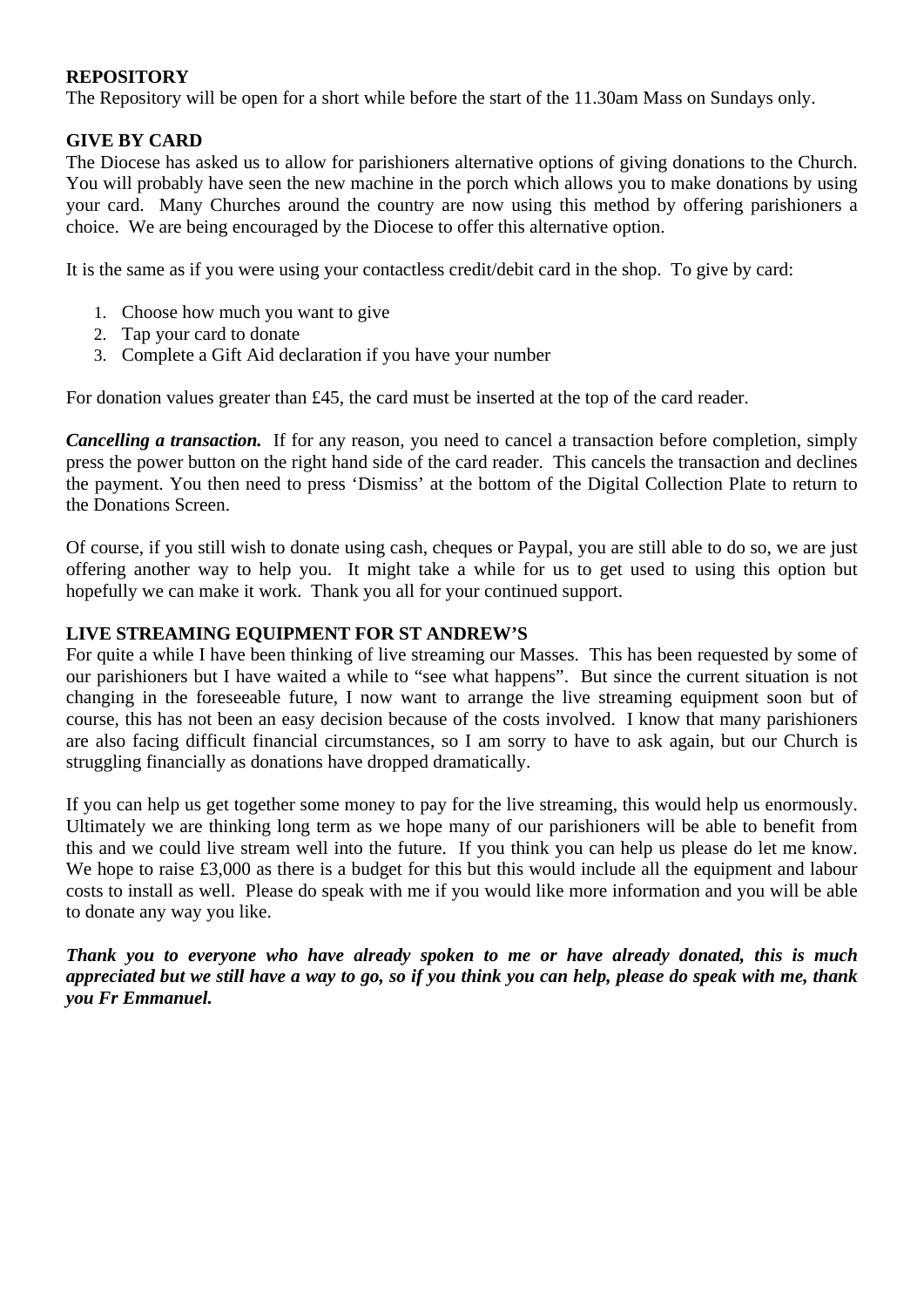**REPOSITORY**

The Repository will be open for a short while before the start of the 11.30am Mass on Sundays only.

**GIVE BY CARD**

The Diocese has asked us to allow for parishioners alternative options of giving donations to the Church. You will probably have seen the new machine in the porch which allows you to make donations by using your card. Many Churches around the country are now using this method by offering parishioners a choice. We are being encouraged by the Diocese to offer this alternative option.

It is the same as if you were using your contactless credit/debit card in the shop. To give by card:

1. Choose how much you want to give
2. Tap your card to donate
3. Complete a Gift Aid declaration if you have your number

For donation values greater than £45, the card must be inserted at the top of the card reader.

***Cancelling a transaction.*** If for any reason, you need to cancel a transaction before completion, simply press the power button on the right hand side of the card reader. This cancels the transaction and declines the payment. You then need to press 'Dismiss' at the bottom of the Digital Collection Plate to return to the Donations Screen.

Of course, if you still wish to donate using cash, cheques or Paypal, you are still able to do so, we are just offering another way to help you. It might take a while for us to get used to using this option but hopefully we can make it work. Thank you all for your continued support.

**LIVE STREAMING EQUIPMENT FOR ST ANDREW'S**

For quite a while I have been thinking of live streaming our Masses. This has been requested by some of our parishioners but I have waited a while to "see what happens". But since the current situation is not changing in the foreseeable future, I now want to arrange the live streaming equipment soon but of course, this has not been an easy decision because of the costs involved. I know that many parishioners are also facing difficult financial circumstances, so I am sorry to have to ask again, but our Church is struggling financially as donations have dropped dramatically.

If you can help us get together some money to pay for the live streaming, this would help us enormously. Ultimately we are thinking long term as we hope many of our parishioners will be able to benefit from this and we could live stream well into the future. If you think you can help us please do let me know. We hope to raise £3,000 as there is a budget for this but this would include all the equipment and labour costs to install as well. Please do speak with me if you would like more information and you will be able to donate any way you like.

***Thank you to everyone who have already spoken to me or have already donated, this is much appreciated but we still have a way to go, so if you think you can help, please do speak with me, thank you Fr Emmanuel.***